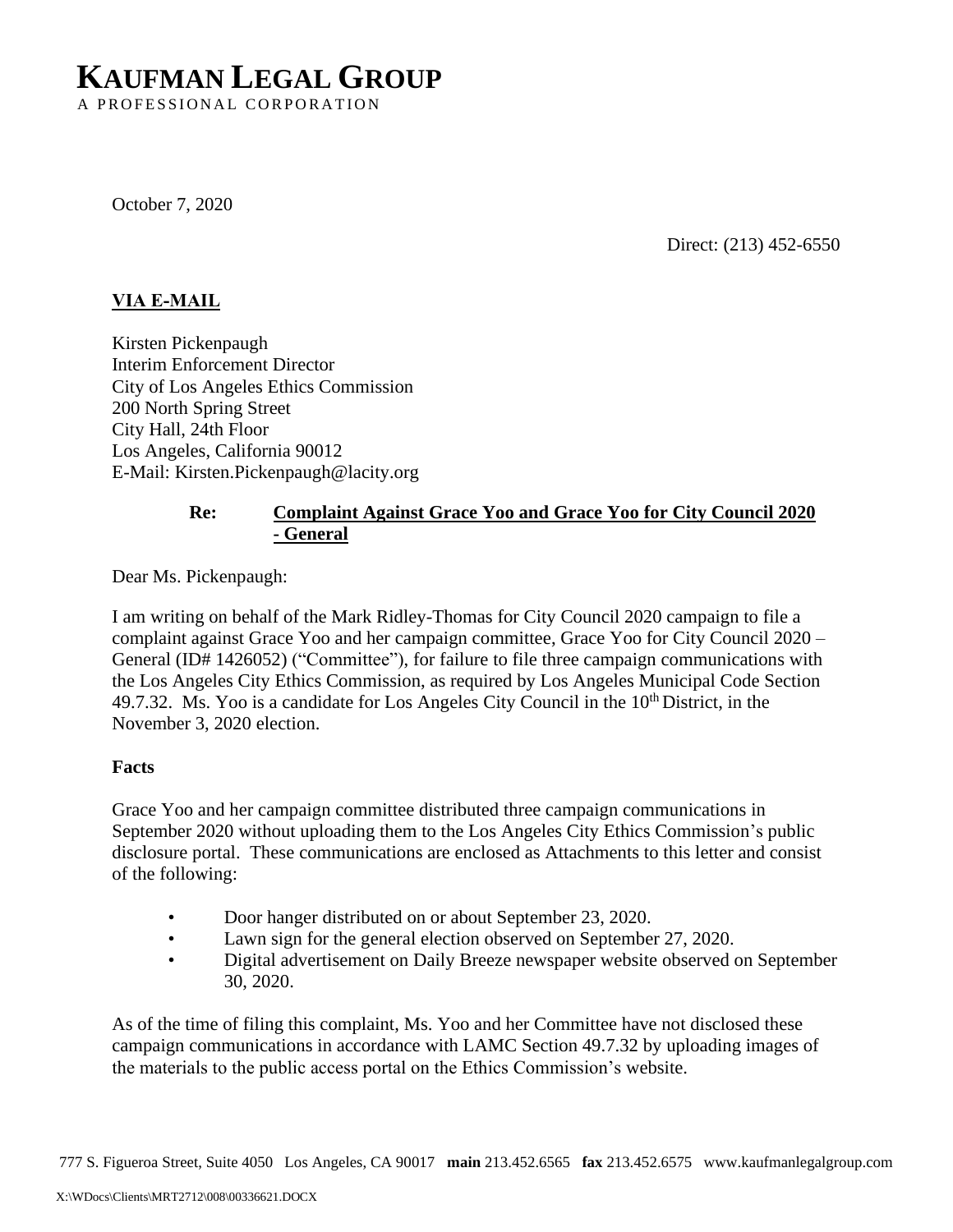# KAUFMAN LEGAL GROUP

A PROFESSIONAL CORPORATION

October 7, 2020

Direct: (213) 452-6550

**VIA E-MAIL**

Kirsten Pickenpaugh
Interim Enforcement Director
City of Los Angeles Ethics Commission
200 North Spring Street
City Hall, 24th Floor
Los Angeles, California 90012
E-Mail: Kirsten.Pickenpaugh@lacity.org

**Re: Complaint Against Grace Yoo and Grace Yoo for City Council 2020 - General**

Dear Ms. Pickenpaugh:

I am writing on behalf of the Mark Ridley-Thomas for City Council 2020 campaign to file a complaint against Grace Yoo and her campaign committee, Grace Yoo for City Council 2020 – General (ID# 1426052) ("Committee"), for failure to file three campaign communications with the Los Angeles City Ethics Commission, as required by Los Angeles Municipal Code Section 49.7.32. Ms. Yoo is a candidate for Los Angeles City Council in the 10th District, in the November 3, 2020 election.

**Facts**

Grace Yoo and her campaign committee distributed three campaign communications in September 2020 without uploading them to the Los Angeles City Ethics Commission's public disclosure portal. These communications are enclosed as Attachments to this letter and consist of the following:

- Door hanger distributed on or about September 23, 2020.
- Lawn sign for the general election observed on September 27, 2020.
- Digital advertisement on Daily Breeze newspaper website observed on September 30, 2020.

As of the time of filing this complaint, Ms. Yoo and her Committee have not disclosed these campaign communications in accordance with LAMC Section 49.7.32 by uploading images of the materials to the public access portal on the Ethics Commission's website.

777 S. Figueroa Street, Suite 4050 Los Angeles, CA 90017 **main** 213.452.6565 **fax** 213.452.6575 www.kaufmanlegalgroup.com

X:\WDocs\Clients\MRT2712\008\00336621.DOCX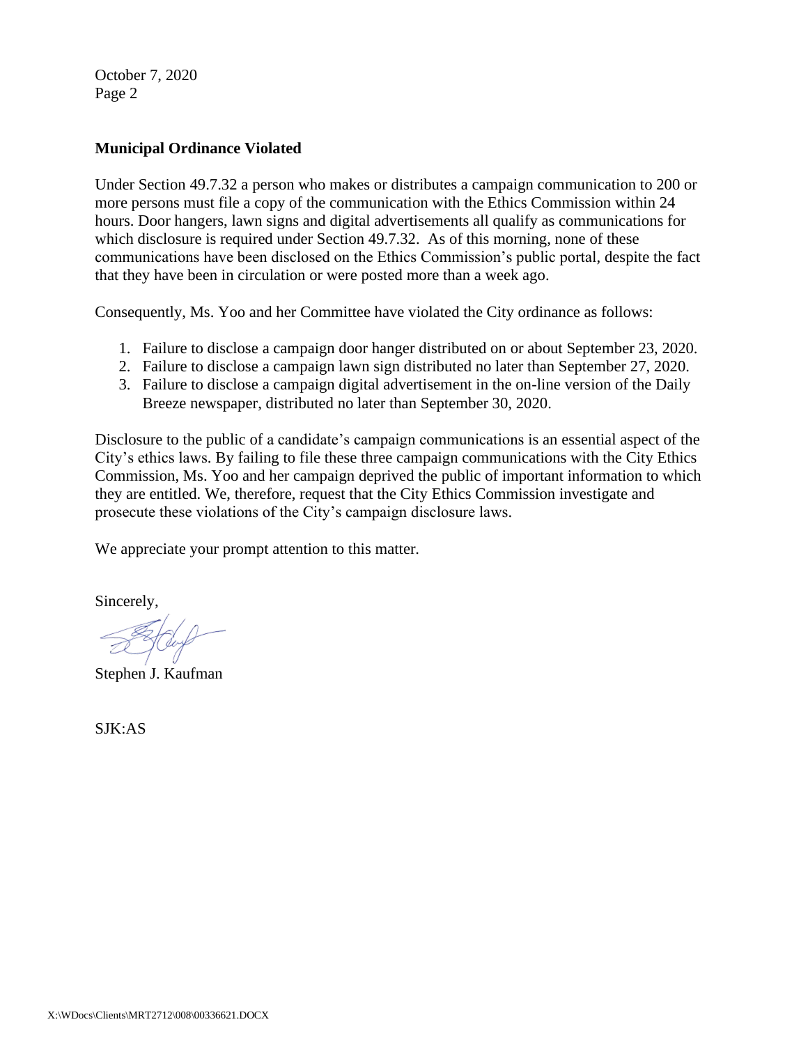**Municipal Ordinance Violated**

Under Section 49.7.32 a person who makes or distributes a campaign communication to 200 or more persons must file a copy of the communication with the Ethics Commission within 24 hours. Door hangers, lawn signs and digital advertisements all qualify as communications for which disclosure is required under Section 49.7.32. As of this morning, none of these communications have been disclosed on the Ethics Commission's public portal, despite the fact that they have been in circulation or were posted more than a week ago.

Consequently, Ms. Yoo and her Committee have violated the City ordinance as follows:

1. Failure to disclose a campaign door hanger distributed on or about September 23, 2020.
2. Failure to disclose a campaign lawn sign distributed no later than September 27, 2020.
3. Failure to disclose a campaign digital advertisement in the on-line version of the Daily Breeze newspaper, distributed no later than September 30, 2020.

Disclosure to the public of a candidate's campaign communications is an essential aspect of the City's ethics laws. By failing to file these three campaign communications with the City Ethics Commission, Ms. Yoo and her campaign deprived the public of important information to which they are entitled. We, therefore, request that the City Ethics Commission investigate and prosecute these violations of the City's campaign disclosure laws.

We appreciate your prompt attention to this matter.

Sincerely,

Stephen J. Kaufman

SJK:AS

X:\WDocs\Clients\MRT2712\008\00336621.DOCX